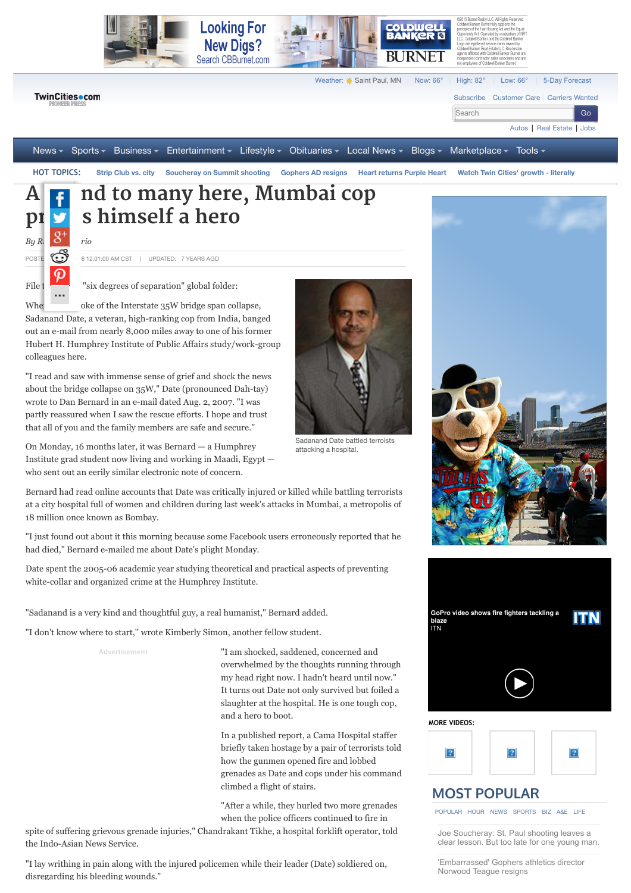# A ... nd to many here, Mumbai cop pr... s himself a hero

*By R... rio*

POSTE... 8 12:01:00 AM CST | UPDATED: 7 YEARS AGO

File t... "six degrees of separation" global folder:

Whe... oke of the Interstate 35W bridge span collapse, Sadanand Date, a veteran, high-ranking cop from India, banged out an e-mail from nearly 8,000 miles away to one of his former Hubert H. Humphrey Institute of Public Affairs study/work-group colleagues here.

"I read and saw with immense sense of grief and shock the news about the bridge collapse on 35W," Date (pronounced Dah-tay) wrote to Dan Bernard in an e-mail dated Aug. 2, 2007. "I was partly reassured when I saw the rescue efforts. I hope and trust that all of you and the family members are safe and secure."

Sadanand Date battled terroists attacking a hospital.

On Monday, 16 months later, it was Bernard — a Humphrey Institute grad student now living and working in Maadi, Egypt — who sent out an eerily similar electronic note of concern.

Bernard had read online accounts that Date was critically injured or killed while battling terrorists at a city hospital full of women and children during last week's attacks in Mumbai, a metropolis of 18 million once known as Bombay.

"I just found out about it this morning because some Facebook users erroneously reported that he had died," Bernard e-mailed me about Date's plight Monday.

Date spent the 2005-06 academic year studying theoretical and practical aspects of preventing white-collar and organized crime at the Humphrey Institute.

"Sadanand is a very kind and thoughtful guy, a real humanist," Bernard added.

"I don't know where to start," wrote Kimberly Simon, another fellow student.

"I am shocked, saddened, concerned and overwhelmed by the thoughts running through my head right now. I hadn't heard until now." It turns out Date not only survived but foiled a slaughter at the hospital. He is one tough cop, and a hero to boot.

In a published report, a Cama Hospital staffer briefly taken hostage by a pair of terrorists told how the gunmen opened fire and lobbed grenades as Date and cops under his command climbed a flight of stairs.

"After a while, they hurled two more grenades when the police officers continued to fire in spite of suffering grievous grenade injuries," Chandrakant Tikhe, a hospital forklift operator, told the Indo-Asian News Service.

"I lay writhing in pain along with the injured policemen while their leader (Date) soldiered on, disregarding his bleeding wounds."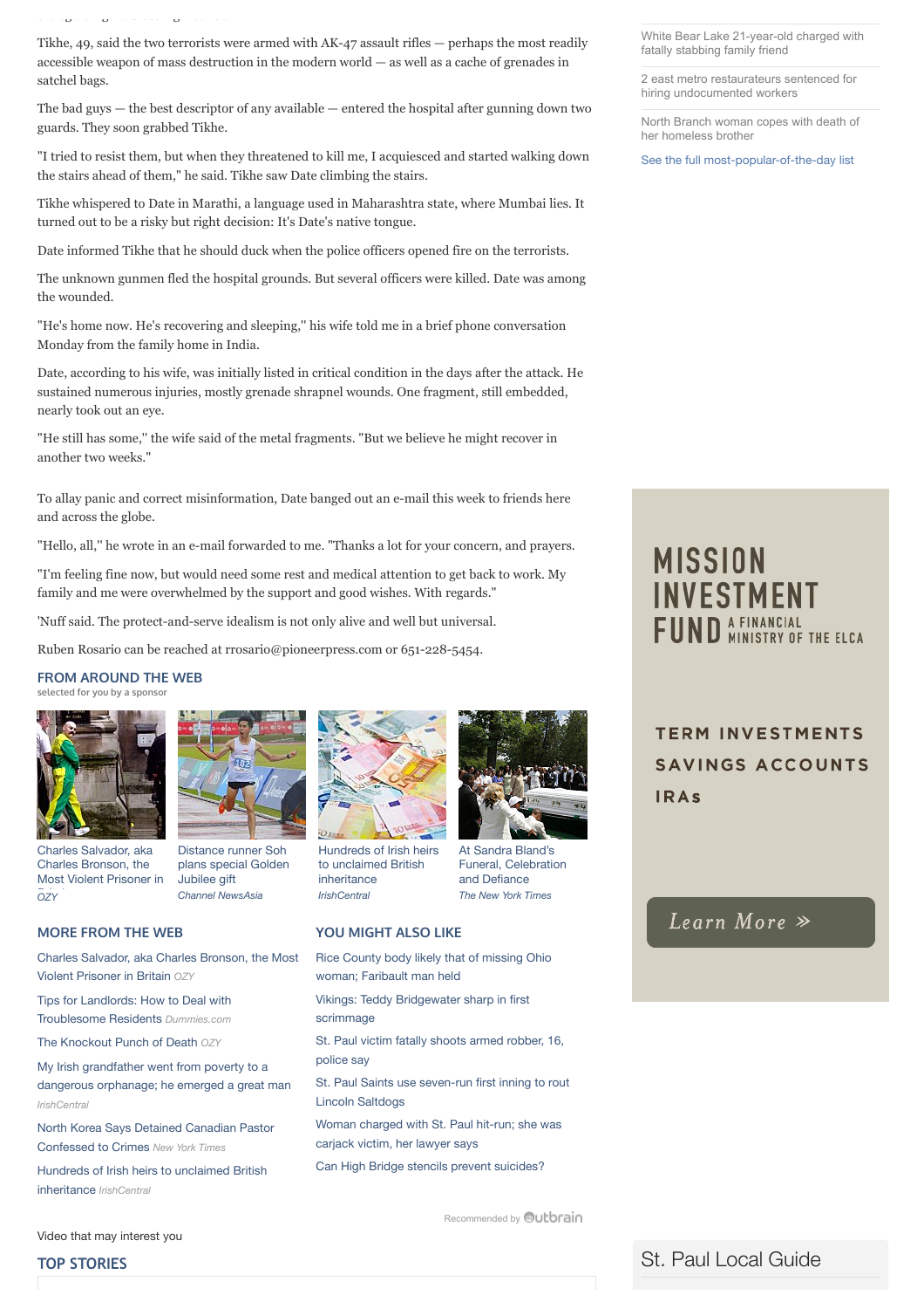Tikhe, 49, said the two terrorists were armed with AK-47 assault rifles — perhaps the most readily accessible weapon of mass destruction in the modern world — as well as a cache of grenades in satchel bags.

The bad guys — the best descriptor of any available — entered the hospital after gunning down two guards. They soon grabbed Tikhe.

"I tried to resist them, but when they threatened to kill me, I acquiesced and started walking down the stairs ahead of them," he said. Tikhe saw Date climbing the stairs.

Tikhe whispered to Date in Marathi, a language used in Maharashtra state, where Mumbai lies. It turned out to be a risky but right decision: It's Date's native tongue.

Date informed Tikhe that he should duck when the police officers opened fire on the terrorists.

The unknown gunmen fled the hospital grounds. But several officers were killed. Date was among the wounded.

"He's home now. He's recovering and sleeping," his wife told me in a brief phone conversation Monday from the family home in India.

Date, according to his wife, was initially listed in critical condition in the days after the attack. He sustained numerous injuries, mostly grenade shrapnel wounds. One fragment, still embedded, nearly took out an eye.

"He still has some," the wife said of the metal fragments. "But we believe he might recover in another two weeks."

To allay panic and correct misinformation, Date banged out an e-mail this week to friends here and across the globe.

"Hello, all," he wrote in an e-mail forwarded to me. "Thanks a lot for your concern, and prayers.

"I'm feeling fine now, but would need some rest and medical attention to get back to work. My family and me were overwhelmed by the support and good wishes. With regards."

'Nuff said. The protect-and-serve idealism is not only alive and well but universal.

Ruben Rosario can be reached at rrosario@pioneerpress.com or 651-228-5454.

## FROM AROUND THE WEB

selected for you by a sponsor

- Charles Salvador, aka Charles Bronson, the Most Violent Prisoner in ... *OZY*
- Distance runner Soh plans special Golden Jubilee gift *Channel NewsAsia*
- Hundreds of Irish heirs to unclaimed British inheritance *IrishCentral*
- At Sandra Bland's Funeral, Celebration and Defiance *The New York Times*

## MORE FROM THE WEB

- Charles Salvador, aka Charles Bronson, the Most Violent Prisoner in Britain *OZY*
- Tips for Landlords: How to Deal with Troublesome Residents *Dummies.com*
- The Knockout Punch of Death *OZY*
- My Irish grandfather went from poverty to a dangerous orphanage; he emerged a great man *IrishCentral*
- North Korea Says Detained Canadian Pastor Confessed to Crimes *New York Times*
- Hundreds of Irish heirs to unclaimed British inheritance *IrishCentral*

## YOU MIGHT ALSO LIKE

- Rice County body likely that of missing Ohio woman; Faribault man held
- Vikings: Teddy Bridgewater sharp in first scrimmage
- St. Paul victim fatally shoots armed robber, 16, police say
- St. Paul Saints use seven-run first inning to rout Lincoln Saltdogs
- Woman charged with St. Paul hit-run; she was carjack victim, her lawyer says
- Can High Bridge stencils prevent suicides?

Recommended by Outbrain

Video that may interest you

## TOP STORIES

- White Bear Lake 21-year-old charged with fatally stabbing family friend
- 2 east metro restaurateurs sentenced for hiring undocumented workers
- North Branch woman copes with death of her homeless brother

See the full most-popular-of-the-day list

MISSION INVESTMENT FUND
A FINANCIAL MINISTRY OF THE ELCA

TERM INVESTMENTS
SAVINGS ACCOUNTS
IRAs

Learn More »

St. Paul Local Guide